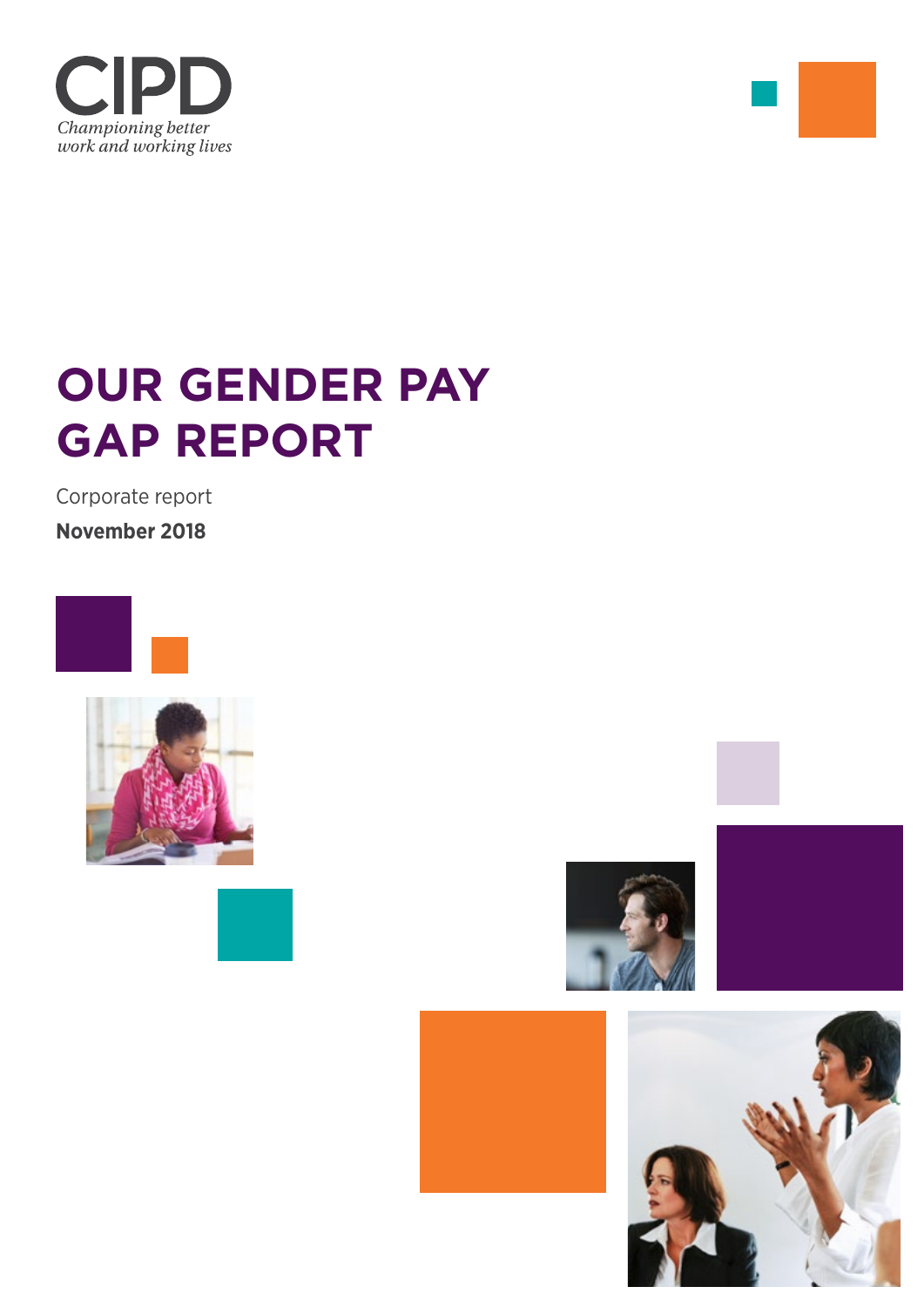CIPD

*Championing better work and working lives*

# OUR GENDER PAY GAP REPORT

Corporate report

**November 2018**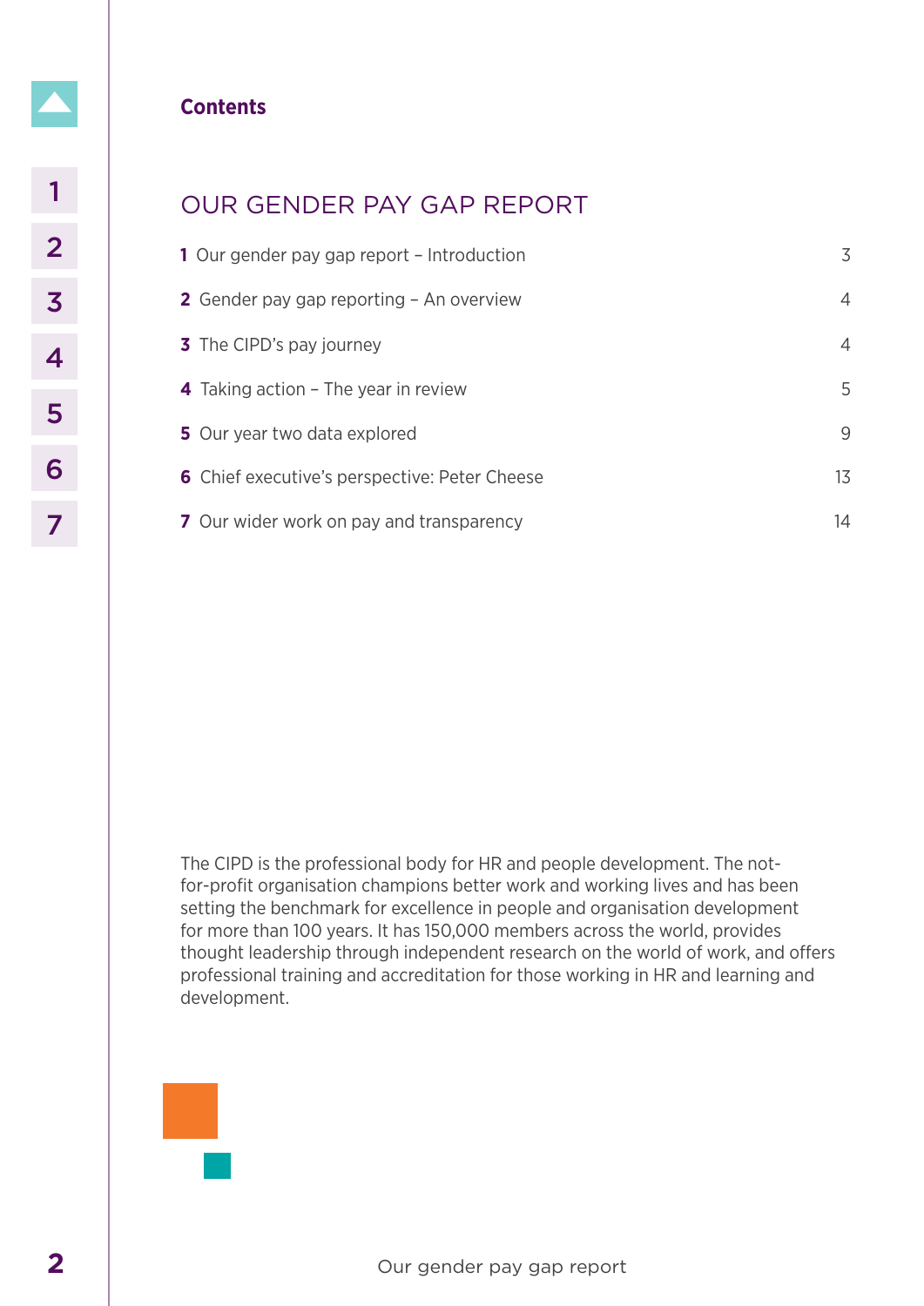## Contents

# OUR GENDER PAY GAP REPORT

| | |
|---|---|
| **1** Our gender pay gap report – Introduction | 3 |
| **2** Gender pay gap reporting – An overview | 4 |
| **3** The CIPD's pay journey | 4 |
| **4** Taking action – The year in review | 5 |
| **5** Our year two data explored | 9 |
| **6** Chief executive's perspective: Peter Cheese | 13 |
| **7** Our wider work on pay and transparency | 14 |

The CIPD is the professional body for HR and people development. The not-for-profit organisation champions better work and working lives and has been setting the benchmark for excellence in people and organisation development for more than 100 years. It has 150,000 members across the world, provides thought leadership through independent research on the world of work, and offers professional training and accreditation for those working in HR and learning and development.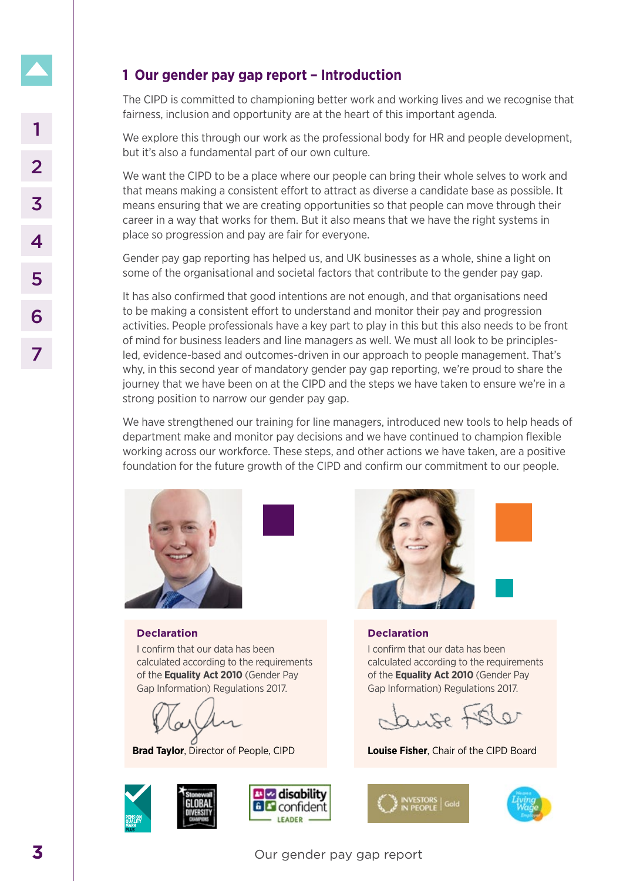## 1 Our gender pay gap report – Introduction

The CIPD is committed to championing better work and working lives and we recognise that fairness, inclusion and opportunity are at the heart of this important agenda.

We explore this through our work as the professional body for HR and people development, but it's also a fundamental part of our own culture.

We want the CIPD to be a place where our people can bring their whole selves to work and that means making a consistent effort to attract as diverse a candidate base as possible. It means ensuring that we are creating opportunities so that people can move through their career in a way that works for them. But it also means that we have the right systems in place so progression and pay are fair for everyone.

Gender pay gap reporting has helped us, and UK businesses as a whole, shine a light on some of the organisational and societal factors that contribute to the gender pay gap.

It has also confirmed that good intentions are not enough, and that organisations need to be making a consistent effort to understand and monitor their pay and progression activities. People professionals have a key part to play in this but this also needs to be front of mind for business leaders and line managers as well. We must all look to be principles-led, evidence-based and outcomes-driven in our approach to people management. That's why, in this second year of mandatory gender pay gap reporting, we're proud to share the journey that we have been on at the CIPD and the steps we have taken to ensure we're in a strong position to narrow our gender pay gap.

We have strengthened our training for line managers, introduced new tools to help heads of department make and monitor pay decisions and we have continued to champion flexible working across our workforce. These steps, and other actions we have taken, are a positive foundation for the future growth of the CIPD and confirm our commitment to our people.

**Declaration**

I confirm that our data has been calculated according to the requirements of the **Equality Act 2010** (Gender Pay Gap Information) Regulations 2017.

**Brad Taylor**, Director of People, CIPD

**Declaration**

I confirm that our data has been calculated according to the requirements of the **Equality Act 2010** (Gender Pay Gap Information) Regulations 2017.

**Louise Fisher**, Chair of the CIPD Board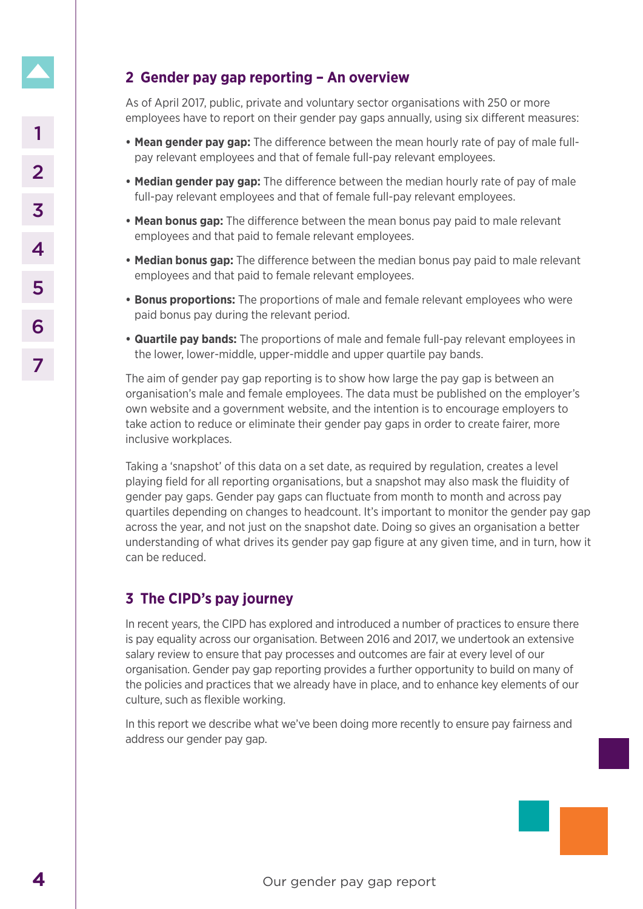## 2 Gender pay gap reporting – An overview

As of April 2017, public, private and voluntary sector organisations with 250 or more employees have to report on their gender pay gaps annually, using six different measures:

- **Mean gender pay gap:** The difference between the mean hourly rate of pay of male full-pay relevant employees and that of female full-pay relevant employees.
- **Median gender pay gap:** The difference between the median hourly rate of pay of male full-pay relevant employees and that of female full-pay relevant employees.
- **Mean bonus gap:** The difference between the mean bonus pay paid to male relevant employees and that paid to female relevant employees.
- **Median bonus gap:** The difference between the median bonus pay paid to male relevant employees and that paid to female relevant employees.
- **Bonus proportions:** The proportions of male and female relevant employees who were paid bonus pay during the relevant period.
- **Quartile pay bands:** The proportions of male and female full-pay relevant employees in the lower, lower-middle, upper-middle and upper quartile pay bands.

The aim of gender pay gap reporting is to show how large the pay gap is between an organisation's male and female employees. The data must be published on the employer's own website and a government website, and the intention is to encourage employers to take action to reduce or eliminate their gender pay gaps in order to create fairer, more inclusive workplaces.

Taking a 'snapshot' of this data on a set date, as required by regulation, creates a level playing field for all reporting organisations, but a snapshot may also mask the fluidity of gender pay gaps. Gender pay gaps can fluctuate from month to month and across pay quartiles depending on changes to headcount. It's important to monitor the gender pay gap across the year, and not just on the snapshot date. Doing so gives an organisation a better understanding of what drives its gender pay gap figure at any given time, and in turn, how it can be reduced.

## 3 The CIPD's pay journey

In recent years, the CIPD has explored and introduced a number of practices to ensure there is pay equality across our organisation. Between 2016 and 2017, we undertook an extensive salary review to ensure that pay processes and outcomes are fair at every level of our organisation. Gender pay gap reporting provides a further opportunity to build on many of the policies and practices that we already have in place, and to enhance key elements of our culture, such as flexible working.

In this report we describe what we've been doing more recently to ensure pay fairness and address our gender pay gap.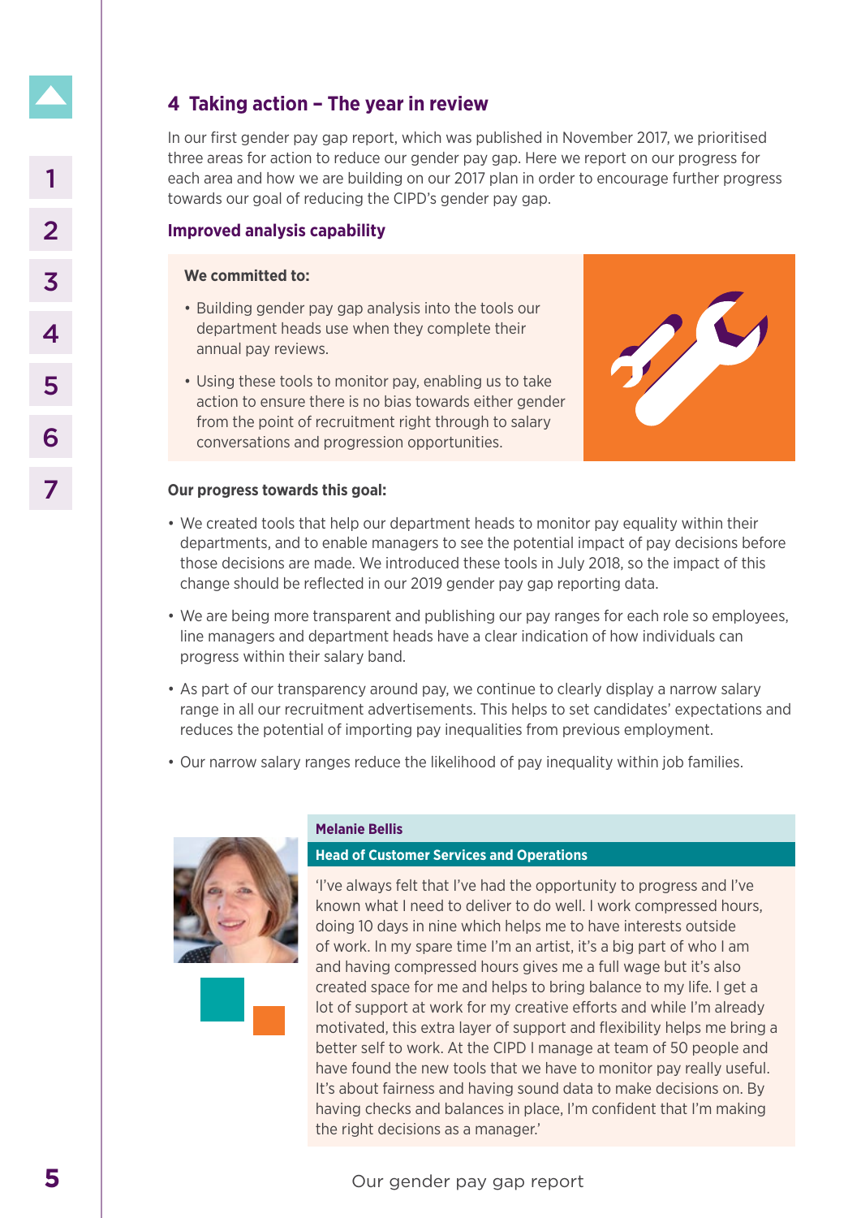## 4 Taking action – The year in review

In our first gender pay gap report, which was published in November 2017, we prioritised three areas for action to reduce our gender pay gap. Here we report on our progress for each area and how we are building on our 2017 plan in order to encourage further progress towards our goal of reducing the CIPD's gender pay gap.

### Improved analysis capability

**We committed to:**

- Building gender pay gap analysis into the tools our department heads use when they complete their annual pay reviews.
- Using these tools to monitor pay, enabling us to take action to ensure there is no bias towards either gender from the point of recruitment right through to salary conversations and progression opportunities.

**Our progress towards this goal:**

- We created tools that help our department heads to monitor pay equality within their departments, and to enable managers to see the potential impact of pay decisions before those decisions are made. We introduced these tools in July 2018, so the impact of this change should be reflected in our 2019 gender pay gap reporting data.
- We are being more transparent and publishing our pay ranges for each role so employees, line managers and department heads have a clear indication of how individuals can progress within their salary band.
- As part of our transparency around pay, we continue to clearly display a narrow salary range in all our recruitment advertisements. This helps to set candidates' expectations and reduces the potential of importing pay inequalities from previous employment.
- Our narrow salary ranges reduce the likelihood of pay inequality within job families.

**Melanie Bellis**

**Head of Customer Services and Operations**

'I've always felt that I've had the opportunity to progress and I've known what I need to deliver to do well. I work compressed hours, doing 10 days in nine which helps me to have interests outside of work. In my spare time I'm an artist, it's a big part of who I am and having compressed hours gives me a full wage but it's also created space for me and helps to bring balance to my life. I get a lot of support at work for my creative efforts and while I'm already motivated, this extra layer of support and flexibility helps me bring a better self to work. At the CIPD I manage at team of 50 people and have found the new tools that we have to monitor pay really useful. It's about fairness and having sound data to make decisions on. By having checks and balances in place, I'm confident that I'm making the right decisions as a manager.'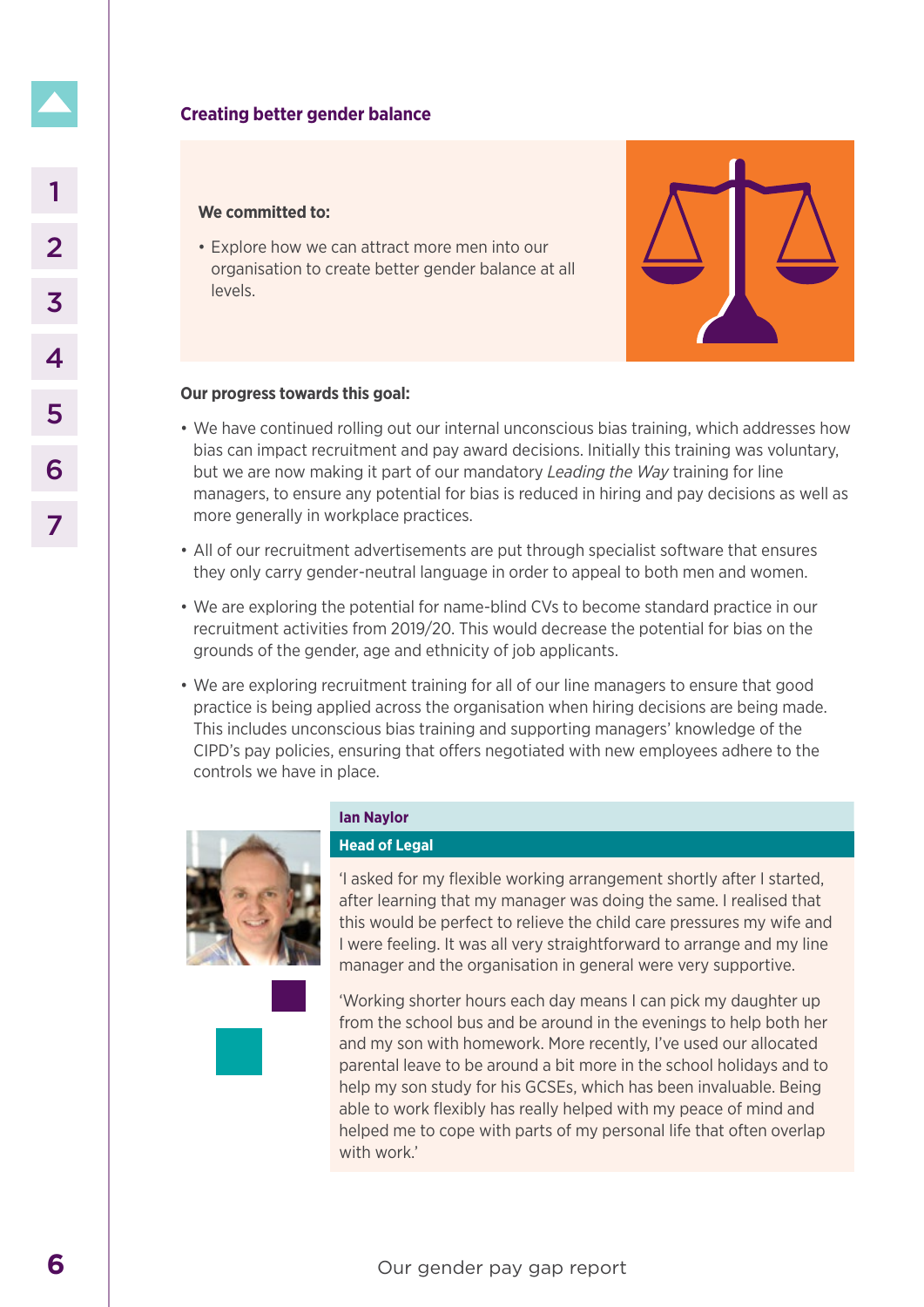## Creating better gender balance

**We committed to:**

- Explore how we can attract more men into our organisation to create better gender balance at all levels.

**Our progress towards this goal:**

- We have continued rolling out our internal unconscious bias training, which addresses how bias can impact recruitment and pay award decisions. Initially this training was voluntary, but we are now making it part of our mandatory *Leading the Way* training for line managers, to ensure any potential for bias is reduced in hiring and pay decisions as well as more generally in workplace practices.
- All of our recruitment advertisements are put through specialist software that ensures they only carry gender-neutral language in order to appeal to both men and women.
- We are exploring the potential for name-blind CVs to become standard practice in our recruitment activities from 2019/20. This would decrease the potential for bias on the grounds of the gender, age and ethnicity of job applicants.
- We are exploring recruitment training for all of our line managers to ensure that good practice is being applied across the organisation when hiring decisions are being made. This includes unconscious bias training and supporting managers' knowledge of the CIPD's pay policies, ensuring that offers negotiated with new employees adhere to the controls we have in place.

**Ian Naylor**

**Head of Legal**

'I asked for my flexible working arrangement shortly after I started, after learning that my manager was doing the same. I realised that this would be perfect to relieve the child care pressures my wife and I were feeling. It was all very straightforward to arrange and my line manager and the organisation in general were very supportive.

'Working shorter hours each day means I can pick my daughter up from the school bus and be around in the evenings to help both her and my son with homework. More recently, I've used our allocated parental leave to be around a bit more in the school holidays and to help my son study for his GCSEs, which has been invaluable. Being able to work flexibly has really helped with my peace of mind and helped me to cope with parts of my personal life that often overlap with work.'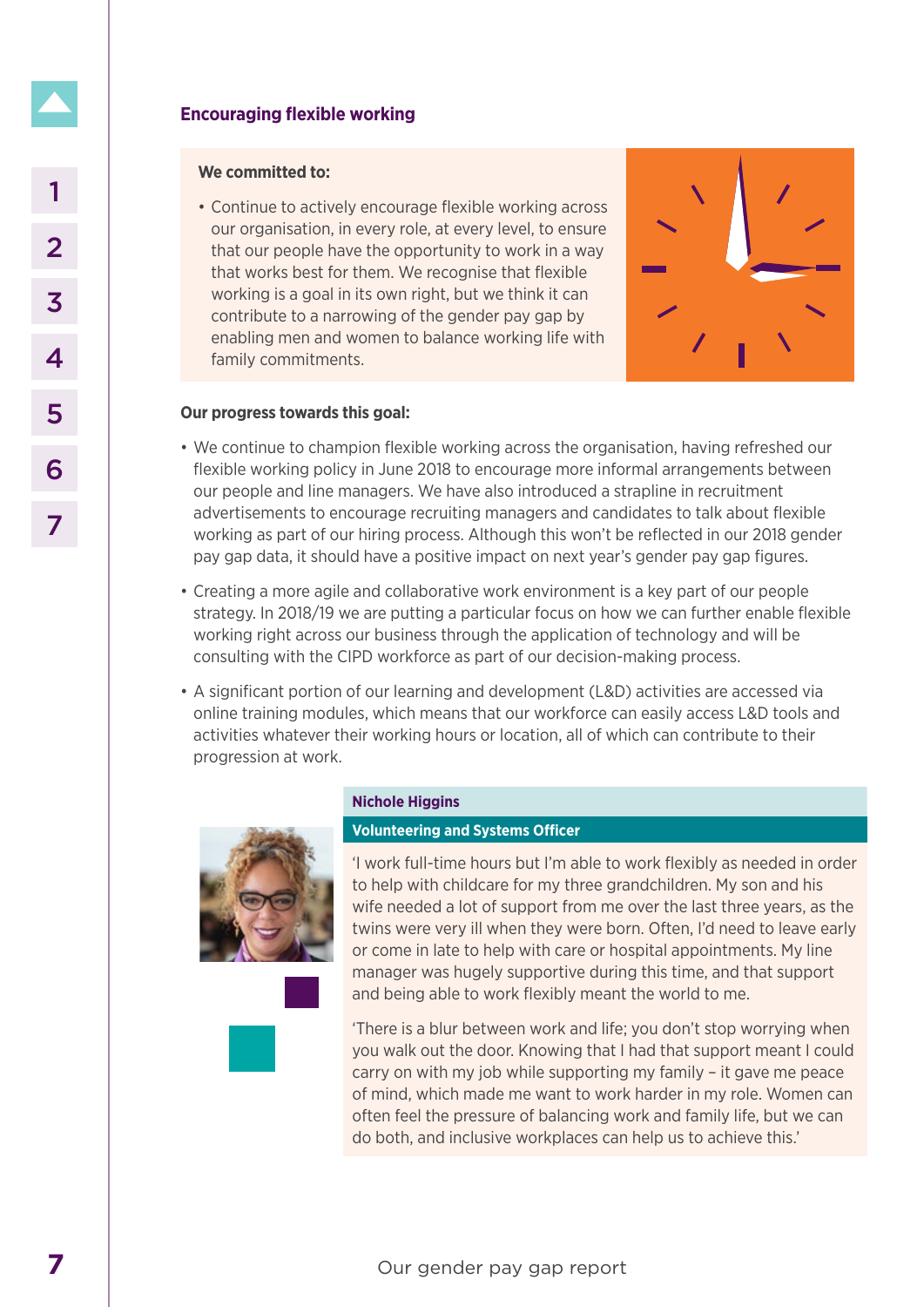## Encouraging flexible working

**We committed to:**

- Continue to actively encourage flexible working across our organisation, in every role, at every level, to ensure that our people have the opportunity to work in a way that works best for them. We recognise that flexible working is a goal in its own right, but we think it can contribute to a narrowing of the gender pay gap by enabling men and women to balance working life with family commitments.

**Our progress towards this goal:**

- We continue to champion flexible working across the organisation, having refreshed our flexible working policy in June 2018 to encourage more informal arrangements between our people and line managers. We have also introduced a strapline in recruitment advertisements to encourage recruiting managers and candidates to talk about flexible working as part of our hiring process. Although this won't be reflected in our 2018 gender pay gap data, it should have a positive impact on next year's gender pay gap figures.
- Creating a more agile and collaborative work environment is a key part of our people strategy. In 2018/19 we are putting a particular focus on how we can further enable flexible working right across our business through the application of technology and will be consulting with the CIPD workforce as part of our decision-making process.
- A significant portion of our learning and development (L&D) activities are accessed via online training modules, which means that our workforce can easily access L&D tools and activities whatever their working hours or location, all of which can contribute to their progression at work.

**Nichole Higgins**

**Volunteering and Systems Officer**

'I work full-time hours but I'm able to work flexibly as needed in order to help with childcare for my three grandchildren. My son and his wife needed a lot of support from me over the last three years, as the twins were very ill when they were born. Often, I'd need to leave early or come in late to help with care or hospital appointments. My line manager was hugely supportive during this time, and that support and being able to work flexibly meant the world to me.

'There is a blur between work and life; you don't stop worrying when you walk out the door. Knowing that I had that support meant I could carry on with my job while supporting my family – it gave me peace of mind, which made me want to work harder in my role. Women can often feel the pressure of balancing work and family life, but we can do both, and inclusive workplaces can help us to achieve this.'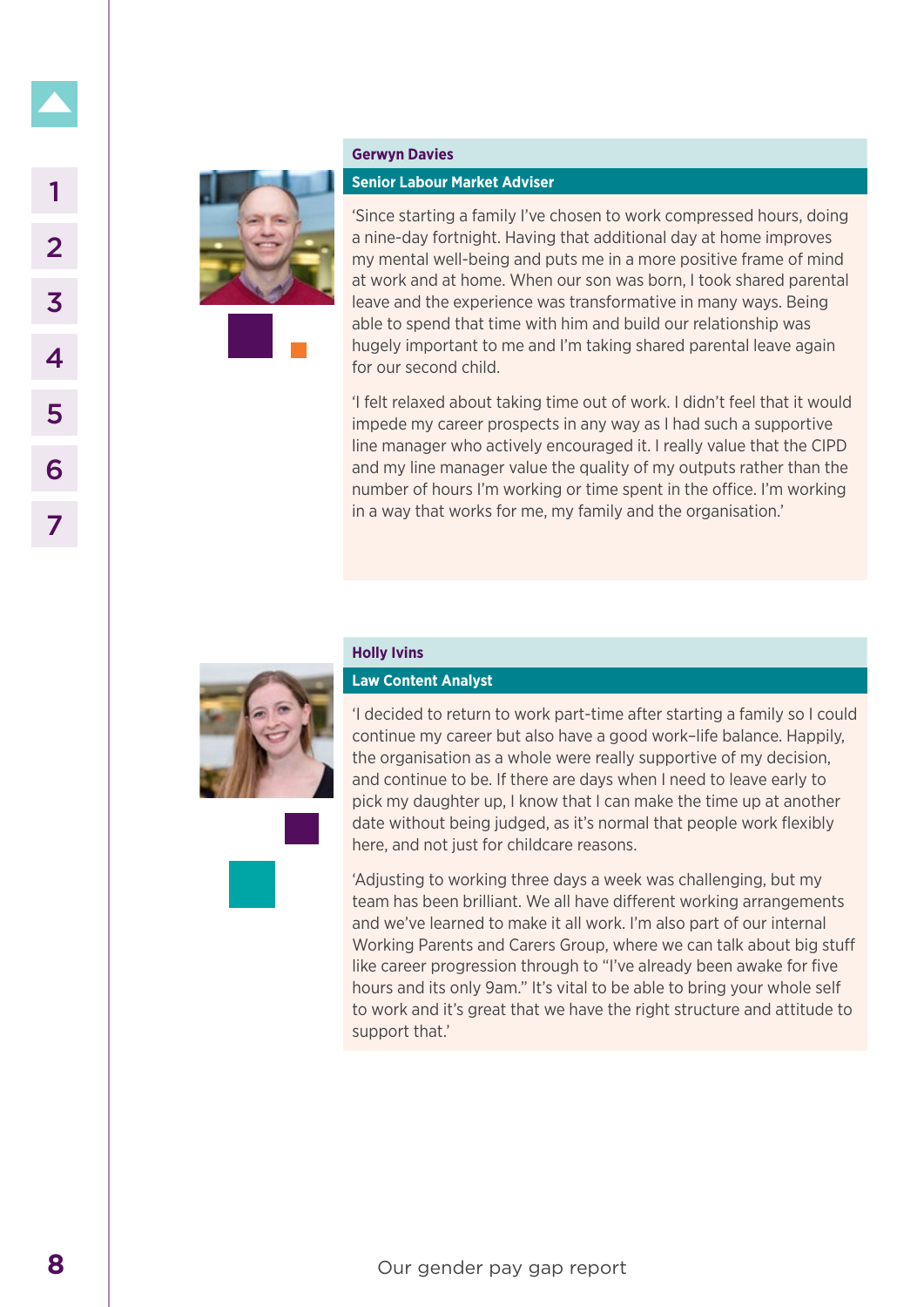**Gerwyn Davies**

**Senior Labour Market Adviser**

'Since starting a family I've chosen to work compressed hours, doing a nine-day fortnight. Having that additional day at home improves my mental well-being and puts me in a more positive frame of mind at work and at home. When our son was born, I took shared parental leave and the experience was transformative in many ways. Being able to spend that time with him and build our relationship was hugely important to me and I'm taking shared parental leave again for our second child.

'I felt relaxed about taking time out of work. I didn't feel that it would impede my career prospects in any way as I had such a supportive line manager who actively encouraged it. I really value that the CIPD and my line manager value the quality of my outputs rather than the number of hours I'm working or time spent in the office. I'm working in a way that works for me, my family and the organisation.'

**Holly Ivins**

**Law Content Analyst**

'I decided to return to work part-time after starting a family so I could continue my career but also have a good work–life balance. Happily, the organisation as a whole were really supportive of my decision, and continue to be. If there are days when I need to leave early to pick my daughter up, I know that I can make the time up at another date without being judged, as it's normal that people work flexibly here, and not just for childcare reasons.

'Adjusting to working three days a week was challenging, but my team has been brilliant. We all have different working arrangements and we've learned to make it all work. I'm also part of our internal Working Parents and Carers Group, where we can talk about big stuff like career progression through to "I've already been awake for five hours and its only 9am." It's vital to be able to bring your whole self to work and it's great that we have the right structure and attitude to support that.'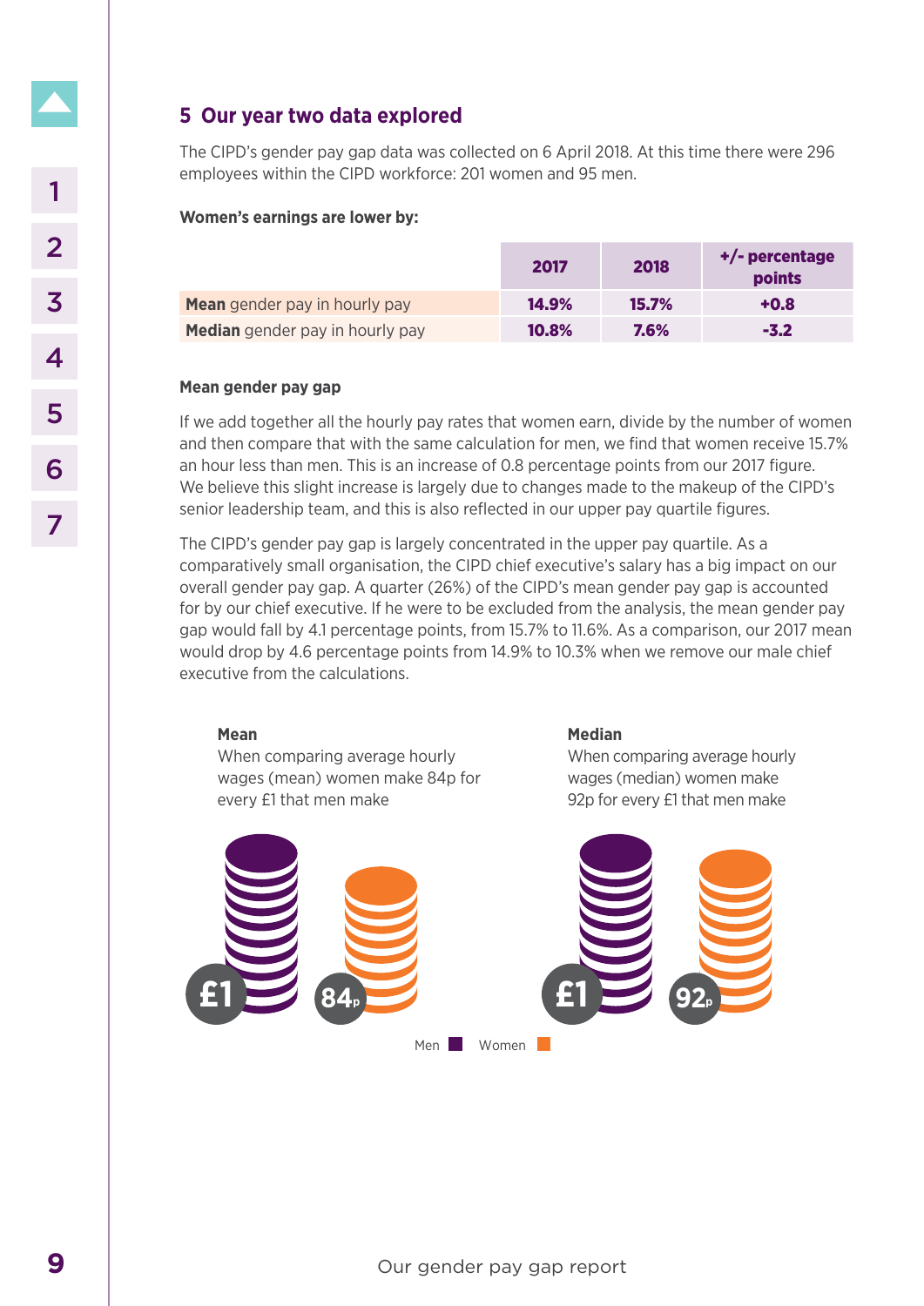## 5 Our year two data explored

The CIPD's gender pay gap data was collected on 6 April 2018. At this time there were 296 employees within the CIPD workforce: 201 women and 95 men.

**Women's earnings are lower by:**

| | 2017 | 2018 | +/- percentage points |
|---|---|---|---|
| **Mean** gender pay in hourly pay | 14.9% | 15.7% | +0.8 |
| **Median** gender pay in hourly pay | 10.8% | 7.6% | -3.2 |

**Mean gender pay gap**

If we add together all the hourly pay rates that women earn, divide by the number of women and then compare that with the same calculation for men, we find that women receive 15.7% an hour less than men. This is an increase of 0.8 percentage points from our 2017 figure. We believe this slight increase is largely due to changes made to the makeup of the CIPD's senior leadership team, and this is also reflected in our upper pay quartile figures.

The CIPD's gender pay gap is largely concentrated in the upper pay quartile. As a comparatively small organisation, the CIPD chief executive's salary has a big impact on our overall gender pay gap. A quarter (26%) of the CIPD's mean gender pay gap is accounted for by our chief executive. If he were to be excluded from the analysis, the mean gender pay gap would fall by 4.1 percentage points, from 15.7% to 11.6%. As a comparison, our 2017 mean would drop by 4.6 percentage points from 14.9% to 10.3% when we remove our male chief executive from the calculations.

**Mean**
When comparing average hourly wages (mean) women make 84p for every £1 that men make

£1 84p

**Median**
When comparing average hourly wages (median) women make 92p for every £1 that men make

£1 92p

Men Women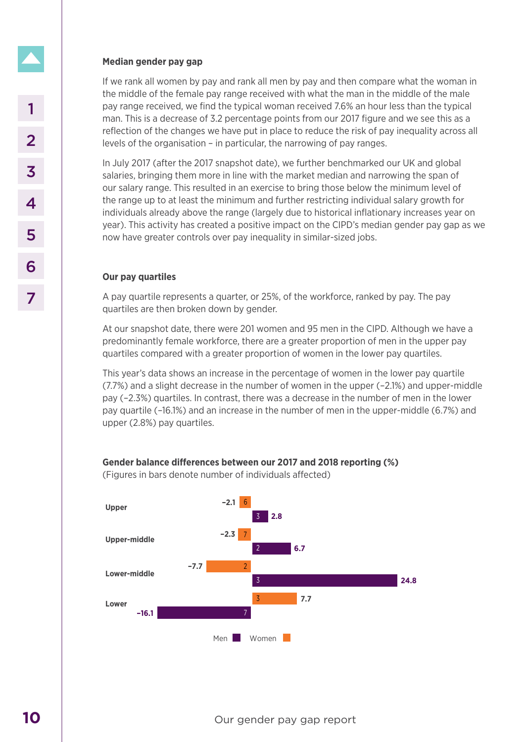### Median gender pay gap

If we rank all women by pay and rank all men by pay and then compare what the woman in the middle of the female pay range received with what the man in the middle of the male pay range received, we find the typical woman received 7.6% an hour less than the typical man. This is a decrease of 3.2 percentage points from our 2017 figure and we see this as a reflection of the changes we have put in place to reduce the risk of pay inequality across all levels of the organisation – in particular, the narrowing of pay ranges.

In July 2017 (after the 2017 snapshot date), we further benchmarked our UK and global salaries, bringing them more in line with the market median and narrowing the span of our salary range. This resulted in an exercise to bring those below the minimum level of the range up to at least the minimum and further restricting individual salary growth for individuals already above the range (largely due to historical inflationary increases year on year). This activity has created a positive impact on the CIPD's median gender pay gap as we now have greater controls over pay inequality in similar-sized jobs.

### Our pay quartiles

A pay quartile represents a quarter, or 25%, of the workforce, ranked by pay. The pay quartiles are then broken down by gender.

At our snapshot date, there were 201 women and 95 men in the CIPD. Although we have a predominantly female workforce, there are a greater proportion of men in the upper pay quartiles compared with a greater proportion of women in the lower pay quartiles.

This year's data shows an increase in the percentage of women in the lower pay quartile (7.7%) and a slight decrease in the number of women in the upper (–2.1%) and upper-middle pay (–2.3%) quartiles. In contrast, there was a decrease in the number of men in the lower pay quartile (–16.1%) and an increase in the number of men in the upper-middle (6.7%) and upper (2.8%) pay quartiles.

**Gender balance differences between our 2017 and 2018 reporting (%)**
(Figures in bars denote number of individuals affected)

| Quartile | Women (%) | Women (individuals) | Men (%) | Men (individuals) |
|---|---|---|---|---|
| Upper | –2.1 | 6 | 2.8 | 3 |
| Upper-middle | –2.3 | 7 | 6.7 | 2 |
| Lower-middle | –7.7 | 2 | 24.8 | 3 |
| Lower | 7.7 | 3 | –16.1 | 7 |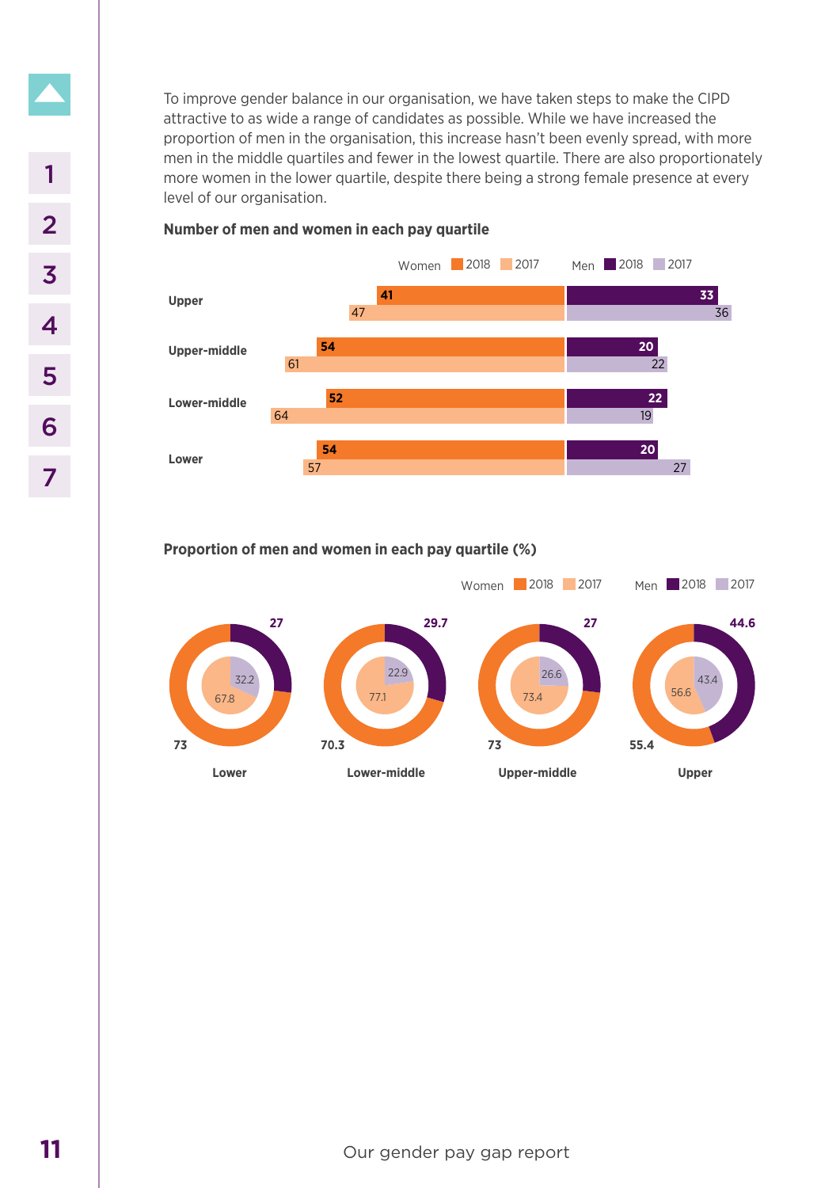To improve gender balance in our organisation, we have taken steps to make the CIPD attractive to as wide a range of candidates as possible. While we have increased the proportion of men in the organisation, this increase hasn't been evenly spread, with more men in the middle quartiles and fewer in the lowest quartile. There are also proportionately more women in the lower quartile, despite there being a strong female presence at every level of our organisation.

**Number of men and women in each pay quartile**

| Quartile | Women 2018 | Women 2017 | Men 2018 | Men 2017 |
|---|---|---|---|---|
| Upper | 41 | 47 | 33 | 36 |
| Upper-middle | 54 | 61 | 20 | 22 |
| Lower-middle | 52 | 64 | 22 | 19 |
| Lower | 54 | 57 | 20 | 27 |

**Proportion of men and women in each pay quartile (%)**

| Quartile | Women 2018 | Women 2017 | Men 2018 | Men 2017 |
|---|---|---|---|---|
| Lower | 73 | 67.8 | 27 | 32.2 |
| Lower-middle | 70.3 | 77.1 | 29.7 | 22.9 |
| Upper-middle | 73 | 73.4 | 27 | 26.6 |
| Upper | 55.4 | 56.6 | 44.6 | 43.4 |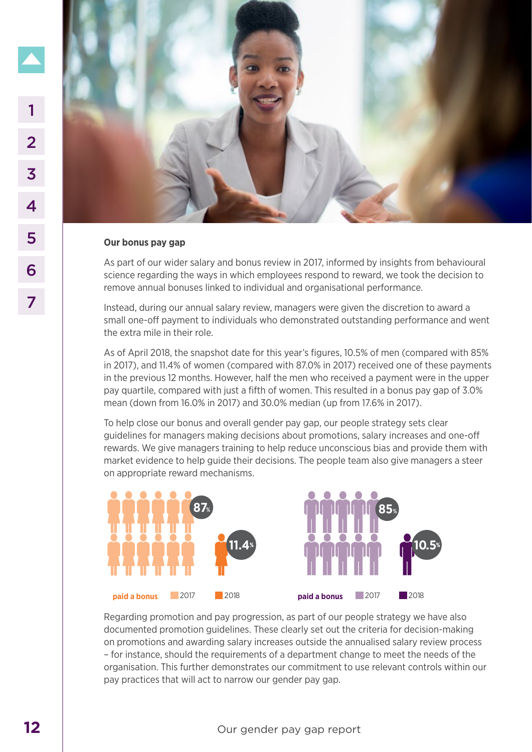**Our bonus pay gap**

As part of our wider salary and bonus review in 2017, informed by insights from behavioural science regarding the ways in which employees respond to reward, we took the decision to remove annual bonuses linked to individual and organisational performance.

Instead, during our annual salary review, managers were given the discretion to award a small one-off payment to individuals who demonstrated outstanding performance and went the extra mile in their role.

As of April 2018, the snapshot date for this year's figures, 10.5% of men (compared with 85% in 2017), and 11.4% of women (compared with 87.0% in 2017) received one of these payments in the previous 12 months. However, half the men who received a payment were in the upper pay quartile, compared with just a fifth of women. This resulted in a bonus pay gap of 3.0% mean (down from 16.0% in 2017) and 30.0% median (up from 17.6% in 2017).

To help close our bonus and overall gender pay gap, our people strategy sets clear guidelines for managers making decisions about promotions, salary increases and one-off rewards. We give managers training to help reduce unconscious bias and provide them with market evidence to help guide their decisions. The people team also give managers a steer on appropriate reward mechanisms.

87% | 11.4%

paid a bonus 2017 2018

85% | 10.5%

paid a bonus 2017 2018

Regarding promotion and pay progression, as part of our people strategy we have also documented promotion guidelines. These clearly set out the criteria for decision-making on promotions and awarding salary increases outside the annualised salary review process – for instance, should the requirements of a department change to meet the needs of the organisation. This further demonstrates our commitment to use relevant controls within our pay practices that will act to narrow our gender pay gap.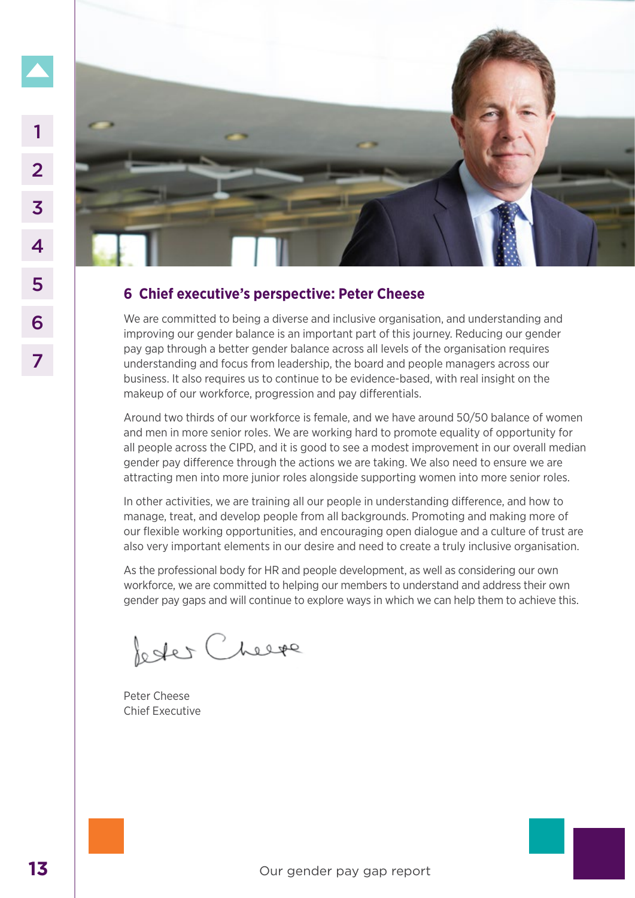## 6 Chief executive's perspective: Peter Cheese

We are committed to being a diverse and inclusive organisation, and understanding and improving our gender balance is an important part of this journey. Reducing our gender pay gap through a better gender balance across all levels of the organisation requires understanding and focus from leadership, the board and people managers across our business. It also requires us to continue to be evidence-based, with real insight on the makeup of our workforce, progression and pay differentials.

Around two thirds of our workforce is female, and we have around 50/50 balance of women and men in more senior roles. We are working hard to promote equality of opportunity for all people across the CIPD, and it is good to see a modest improvement in our overall median gender pay difference through the actions we are taking. We also need to ensure we are attracting men into more junior roles alongside supporting women into more senior roles.

In other activities, we are training all our people in understanding difference, and how to manage, treat, and develop people from all backgrounds. Promoting and making more of our flexible working opportunities, and encouraging open dialogue and a culture of trust are also very important elements in our desire and need to create a truly inclusive organisation.

As the professional body for HR and people development, as well as considering our own workforce, we are committed to helping our members to understand and address their own gender pay gaps and will continue to explore ways in which we can help them to achieve this.

Peter Cheese
Chief Executive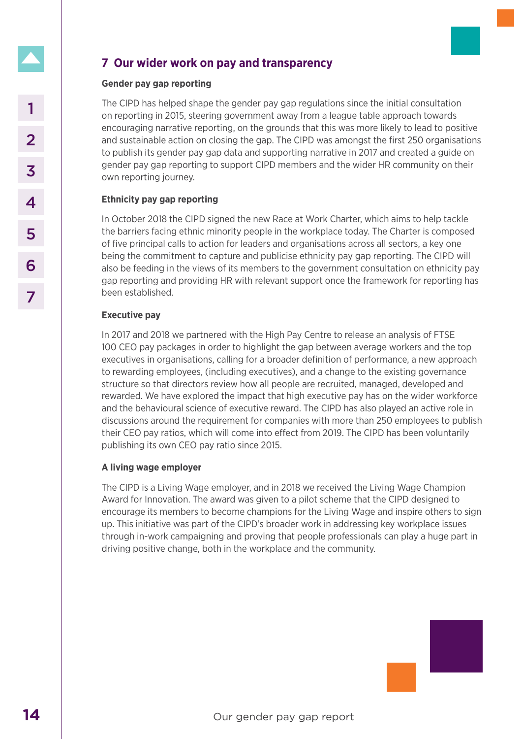## 7 Our wider work on pay and transparency

### Gender pay gap reporting

The CIPD has helped shape the gender pay gap regulations since the initial consultation on reporting in 2015, steering government away from a league table approach towards encouraging narrative reporting, on the grounds that this was more likely to lead to positive and sustainable action on closing the gap. The CIPD was amongst the first 250 organisations to publish its gender pay gap data and supporting narrative in 2017 and created a guide on gender pay gap reporting to support CIPD members and the wider HR community on their own reporting journey.

### Ethnicity pay gap reporting

In October 2018 the CIPD signed the new Race at Work Charter, which aims to help tackle the barriers facing ethnic minority people in the workplace today. The Charter is composed of five principal calls to action for leaders and organisations across all sectors, a key one being the commitment to capture and publicise ethnicity pay gap reporting. The CIPD will also be feeding in the views of its members to the government consultation on ethnicity pay gap reporting and providing HR with relevant support once the framework for reporting has been established.

### Executive pay

In 2017 and 2018 we partnered with the High Pay Centre to release an analysis of FTSE 100 CEO pay packages in order to highlight the gap between average workers and the top executives in organisations, calling for a broader definition of performance, a new approach to rewarding employees, (including executives), and a change to the existing governance structure so that directors review how all people are recruited, managed, developed and rewarded. We have explored the impact that high executive pay has on the wider workforce and the behavioural science of executive reward. The CIPD has also played an active role in discussions around the requirement for companies with more than 250 employees to publish their CEO pay ratios, which will come into effect from 2019. The CIPD has been voluntarily publishing its own CEO pay ratio since 2015.

### A living wage employer

The CIPD is a Living Wage employer, and in 2018 we received the Living Wage Champion Award for Innovation. The award was given to a pilot scheme that the CIPD designed to encourage its members to become champions for the Living Wage and inspire others to sign up. This initiative was part of the CIPD's broader work in addressing key workplace issues through in-work campaigning and proving that people professionals can play a huge part in driving positive change, both in the workplace and the community.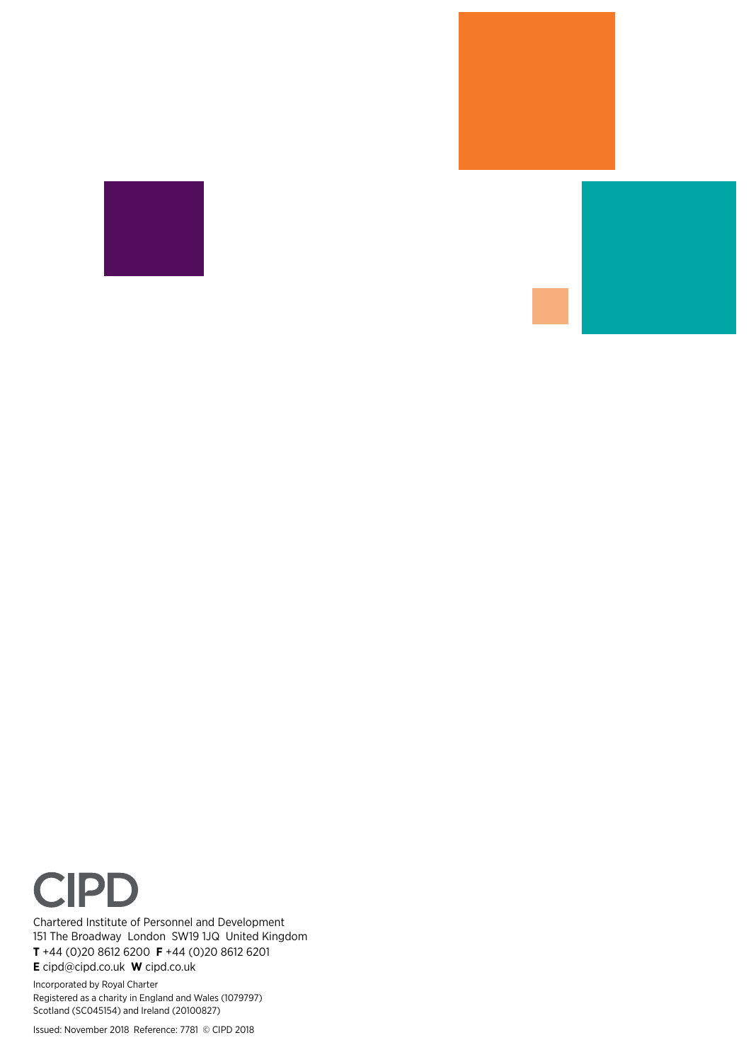CIPD

Chartered Institute of Personnel and Development
151 The Broadway London SW19 1JQ United Kingdom
**T** +44 (0)20 8612 6200 **F** +44 (0)20 8612 6201
**E** cipd@cipd.co.uk **W** cipd.co.uk

Incorporated by Royal Charter
Registered as a charity in England and Wales (1079797)
Scotland (SC045154) and Ireland (20100827)

Issued: November 2018 Reference: 7781 © CIPD 2018